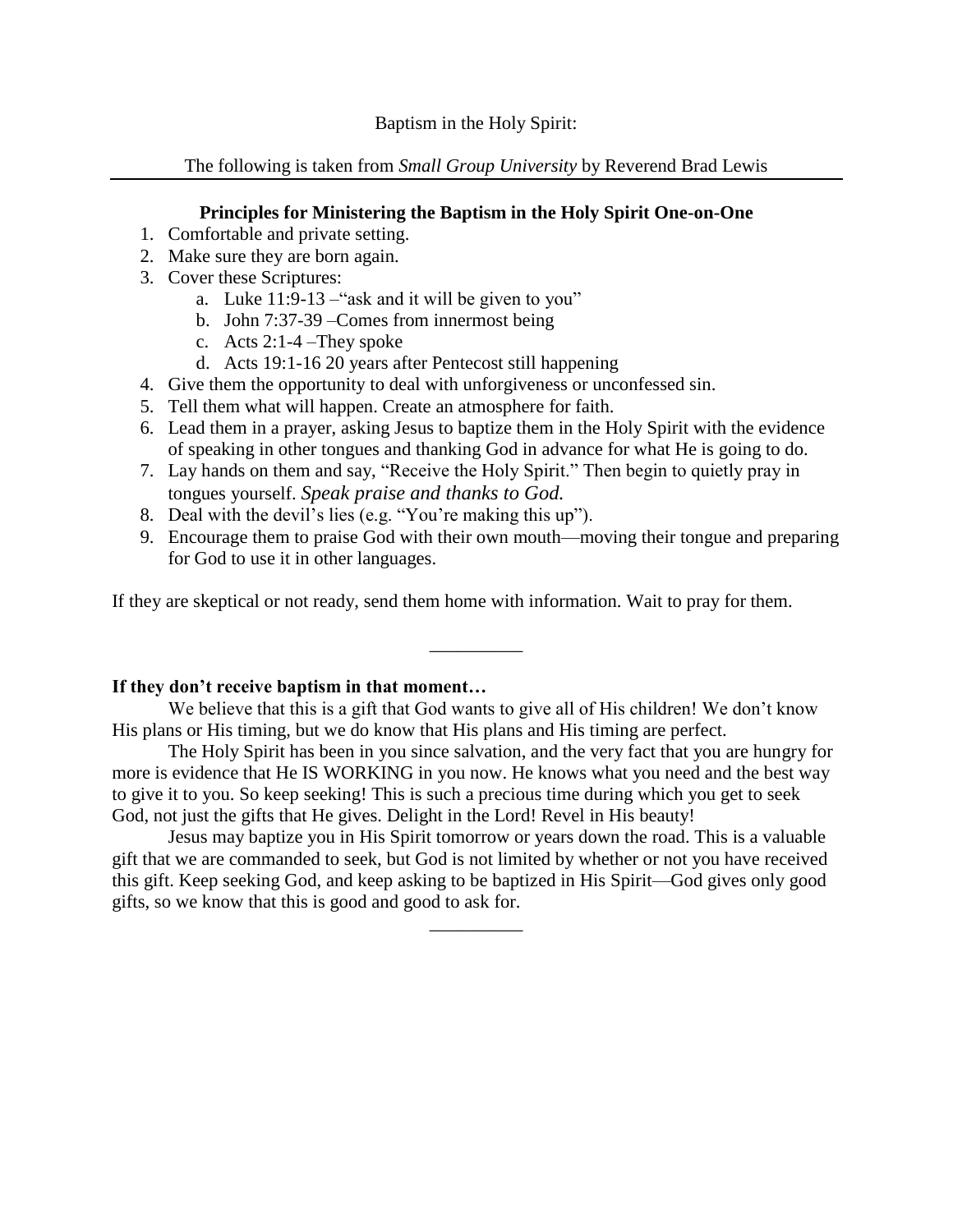Baptism in the Holy Spirit:

The following is taken from *Small Group University* by Reverend Brad Lewis

---

**Principles for Ministering the Baptism in the Holy Spirit One-on-One**

1. Comfortable and private setting.
2. Make sure they are born again.
3. Cover these Scriptures:
   a. Luke 11:9-13 –"ask and it will be given to you"
   b. John 7:37-39 –Comes from innermost being
   c. Acts 2:1-4 –They spoke
   d. Acts 19:1-16 20 years after Pentecost still happening
4. Give them the opportunity to deal with unforgiveness or unconfessed sin.
5. Tell them what will happen. Create an atmosphere for faith.
6. Lead them in a prayer, asking Jesus to baptize them in the Holy Spirit with the evidence of speaking in other tongues and thanking God in advance for what He is going to do.
7. Lay hands on them and say, "Receive the Holy Spirit." Then begin to quietly pray in tongues yourself. *Speak praise and thanks to God.*
8. Deal with the devil's lies (e.g. "You're making this up").
9. Encourage them to praise God with their own mouth—moving their tongue and preparing for God to use it in other languages.

If they are skeptical or not ready, send them home with information. Wait to pray for them.

---

**If they don't receive baptism in that moment…**

We believe that this is a gift that God wants to give all of His children! We don't know His plans or His timing, but we do know that His plans and His timing are perfect.

The Holy Spirit has been in you since salvation, and the very fact that you are hungry for more is evidence that He IS WORKING in you now. He knows what you need and the best way to give it to you. So keep seeking! This is such a precious time during which you get to seek God, not just the gifts that He gives. Delight in the Lord! Revel in His beauty!

Jesus may baptize you in His Spirit tomorrow or years down the road. This is a valuable gift that we are commanded to seek, but God is not limited by whether or not you have received this gift. Keep seeking God, and keep asking to be baptized in His Spirit—God gives only good gifts, so we know that this is good and good to ask for.

---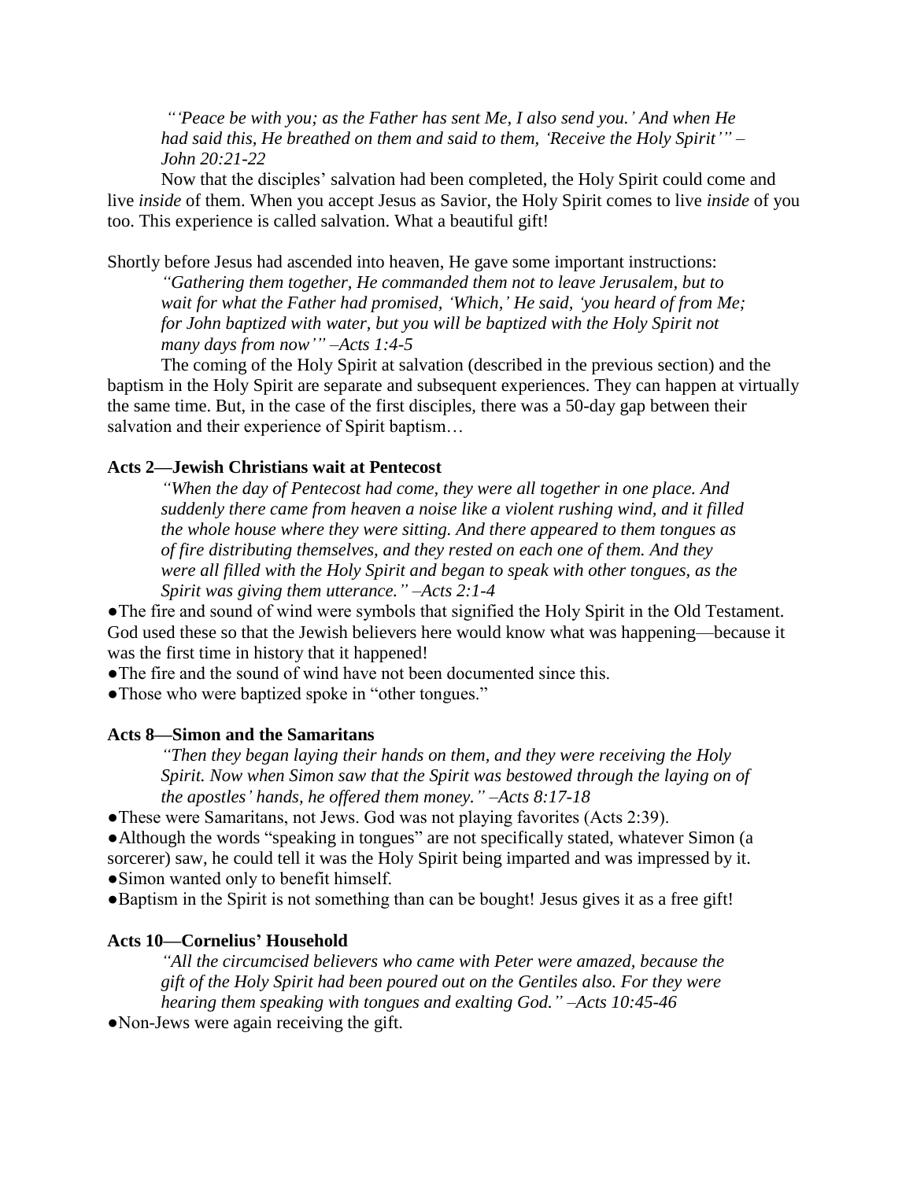*"'Peace be with you; as the Father has sent Me, I also send you.' And when He had said this, He breathed on them and said to them, 'Receive the Holy Spirit'" – John 20:21-22*

Now that the disciples' salvation had been completed, the Holy Spirit could come and live *inside* of them. When you accept Jesus as Savior, the Holy Spirit comes to live *inside* of you too. This experience is called salvation. What a beautiful gift!

Shortly before Jesus had ascended into heaven, He gave some important instructions:

*"Gathering them together, He commanded them not to leave Jerusalem, but to wait for what the Father had promised, 'Which,' He said, 'you heard of from Me; for John baptized with water, but you will be baptized with the Holy Spirit not many days from now'" –Acts 1:4-5*

The coming of the Holy Spirit at salvation (described in the previous section) and the baptism in the Holy Spirit are separate and subsequent experiences. They can happen at virtually the same time. But, in the case of the first disciples, there was a 50-day gap between their salvation and their experience of Spirit baptism…

**Acts 2—Jewish Christians wait at Pentecost**

*"When the day of Pentecost had come, they were all together in one place. And suddenly there came from heaven a noise like a violent rushing wind, and it filled the whole house where they were sitting. And there appeared to them tongues as of fire distributing themselves, and they rested on each one of them. And they were all filled with the Holy Spirit and began to speak with other tongues, as the Spirit was giving them utterance." –Acts 2:1-4*

●The fire and sound of wind were symbols that signified the Holy Spirit in the Old Testament. God used these so that the Jewish believers here would know what was happening—because it was the first time in history that it happened!

●The fire and the sound of wind have not been documented since this.

●Those who were baptized spoke in "other tongues."

**Acts 8—Simon and the Samaritans**

*"Then they began laying their hands on them, and they were receiving the Holy Spirit. Now when Simon saw that the Spirit was bestowed through the laying on of the apostles' hands, he offered them money." –Acts 8:17-18*

●These were Samaritans, not Jews. God was not playing favorites (Acts 2:39).

●Although the words "speaking in tongues" are not specifically stated, whatever Simon (a sorcerer) saw, he could tell it was the Holy Spirit being imparted and was impressed by it.

●Simon wanted only to benefit himself.

●Baptism in the Spirit is not something than can be bought! Jesus gives it as a free gift!

**Acts 10—Cornelius' Household**

*"All the circumcised believers who came with Peter were amazed, because the gift of the Holy Spirit had been poured out on the Gentiles also. For they were hearing them speaking with tongues and exalting God." –Acts 10:45-46*

●Non-Jews were again receiving the gift.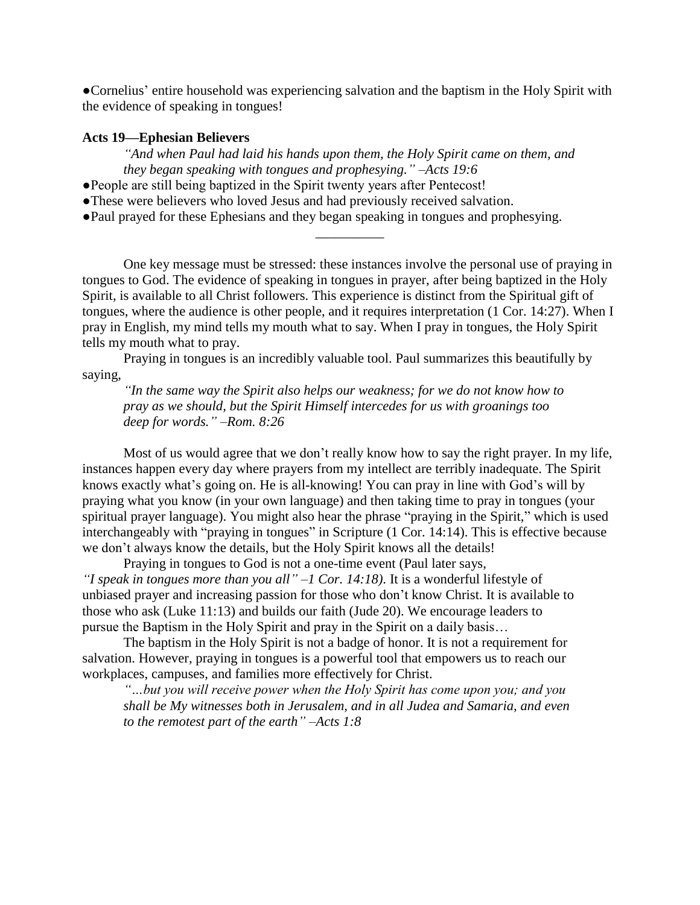●Cornelius' entire household was experiencing salvation and the baptism in the Holy Spirit with the evidence of speaking in tongues!

**Acts 19—Ephesian Believers**

> *"And when Paul had laid his hands upon them, the Holy Spirit came on them, and they began speaking with tongues and prophesying." –Acts 19:6*

●People are still being baptized in the Spirit twenty years after Pentecost!
●These were believers who loved Jesus and had previously received salvation.
●Paul prayed for these Ephesians and they began speaking in tongues and prophesying.

---

One key message must be stressed: these instances involve the personal use of praying in tongues to God. The evidence of speaking in tongues in prayer, after being baptized in the Holy Spirit, is available to all Christ followers. This experience is distinct from the Spiritual gift of tongues, where the audience is other people, and it requires interpretation (1 Cor. 14:27). When I pray in English, my mind tells my mouth what to say. When I pray in tongues, the Holy Spirit tells my mouth what to pray.

Praying in tongues is an incredibly valuable tool. Paul summarizes this beautifully by saying,

> *"In the same way the Spirit also helps our weakness; for we do not know how to pray as we should, but the Spirit Himself intercedes for us with groanings too deep for words." –Rom. 8:26*

Most of us would agree that we don't really know how to say the right prayer. In my life, instances happen every day where prayers from my intellect are terribly inadequate. The Spirit knows exactly what's going on. He is all-knowing! You can pray in line with God's will by praying what you know (in your own language) and then taking time to pray in tongues (your spiritual prayer language). You might also hear the phrase "praying in the Spirit," which is used interchangeably with "praying in tongues" in Scripture (1 Cor. 14:14). This is effective because we don't always know the details, but the Holy Spirit knows all the details!

Praying in tongues to God is not a one-time event (Paul later says, *"I speak in tongues more than you all" –1 Cor. 14:18)*. It is a wonderful lifestyle of unbiased prayer and increasing passion for those who don't know Christ. It is available to those who ask (Luke 11:13) and builds our faith (Jude 20). We encourage leaders to pursue the Baptism in the Holy Spirit and pray in the Spirit on a daily basis…

The baptism in the Holy Spirit is not a badge of honor. It is not a requirement for salvation. However, praying in tongues is a powerful tool that empowers us to reach our workplaces, campuses, and families more effectively for Christ.

> *"…but you will receive power when the Holy Spirit has come upon you; and you shall be My witnesses both in Jerusalem, and in all Judea and Samaria, and even to the remotest part of the earth" –Acts 1:8*